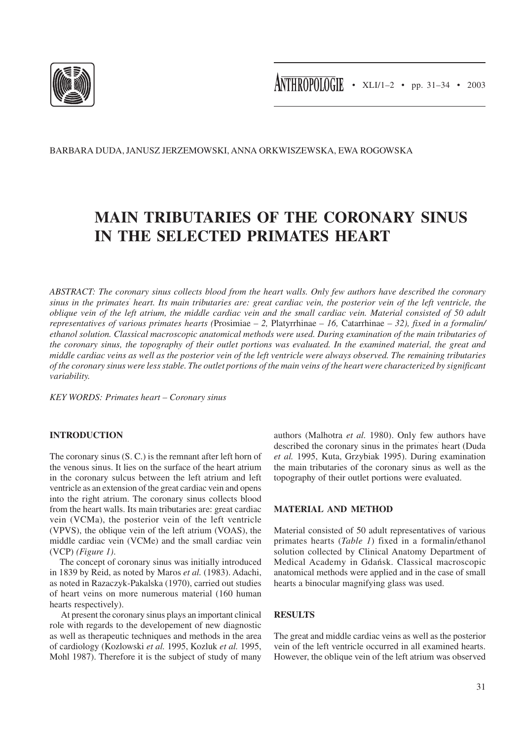BARBARA DUDA, JANUSZ JERZEMOWSKI, ANNA ORKWISZEWSKA, EWA ROGOWSKA

# MAIN TRIBUTARIES OF THE CORONARY SINUS IN THE SELECTED PRIMATES HEART

*ABSTRACT: The coronary sinus collects blood from the heart walls. Only few authors have described the coronary sinus in the primates' heart. Its main tributaries are: great cardiac vein, the posterior vein of the left ventricle, the oblique vein of the left atrium, the middle cardiac vein and the small cardiac vein. Material consisted of 50 adult representatives of various primates hearts (*Prosimiae *– 2,* Platyrrhinae *– 16,* Catarrhinae *– 32), fixed in a formalin/ ethanol solution. Classical macroscopic anatomical methods were used. During examination of the main tributaries of the coronary sinus, the topography of their outlet portions was evaluated. In the examined material, the great and middle cardiac veins as well as the posterior vein of the left ventricle were always observed. The remaining tributaries of the coronary sinus were less stable. The outlet portions of the main veins of the heart were characterized by significant variability.*

*KEY WORDS: Primates heart – Coronary sinus*

## INTRODUCTION

The coronary sinus (S. C.) is the remnant after left horn of the venous sinus. It lies on the surface of the heart atrium in the coronary sulcus between the left atrium and left ventricle as an extension of the great cardiac vein and opens into the right atrium. The coronary sinus collects blood from the heart walls. Its main tributaries are: great cardiac vein (VCMa), the posterior vein of the left ventricle (VPVS), the oblique vein of the left atrium (VOAS), the middle cardiac vein (VCMe) and the small cardiac vein (VCP) *(Figure 1)*.

The concept of coronary sinus was initially introduced in 1839 by Reid, as noted by Maros *et al.* (1983). Adachi, as noted in Razaczyk-Pakalska (1970), carried out studies of heart veins on more numerous material (160 human hearts respectively).

At present the coronary sinus plays an important clinical role with regards to the developement of new diagnostic as well as therapeutic techniques and methods in the area of cardiology (Kozlowski *et al.* 1995, Kozluk *et al.* 1995, Mohl 1987). Therefore it is the subject of study of many authors (Malhotra *et al.* 1980). Only few authors have described the coronary sinus in the primates' heart (Duda *et al.* 1995, Kuta, Grzybiak 1995). During examination the main tributaries of the coronary sinus as well as the topography of their outlet portions were evaluated.

## MATERIAL AND METHOD

Material consisted of 50 adult representatives of various primates hearts (*Table 1*) fixed in a formalin/ethanol solution collected by Clinical Anatomy Department of Medical Academy in Gdańsk. Classical macroscopic anatomical methods were applied and in the case of small hearts a binocular magnifying glass was used.

## RESULTS

The great and middle cardiac veins as well as the posterior vein of the left ventricle occurred in all examined hearts. However, the oblique vein of the left atrium was observed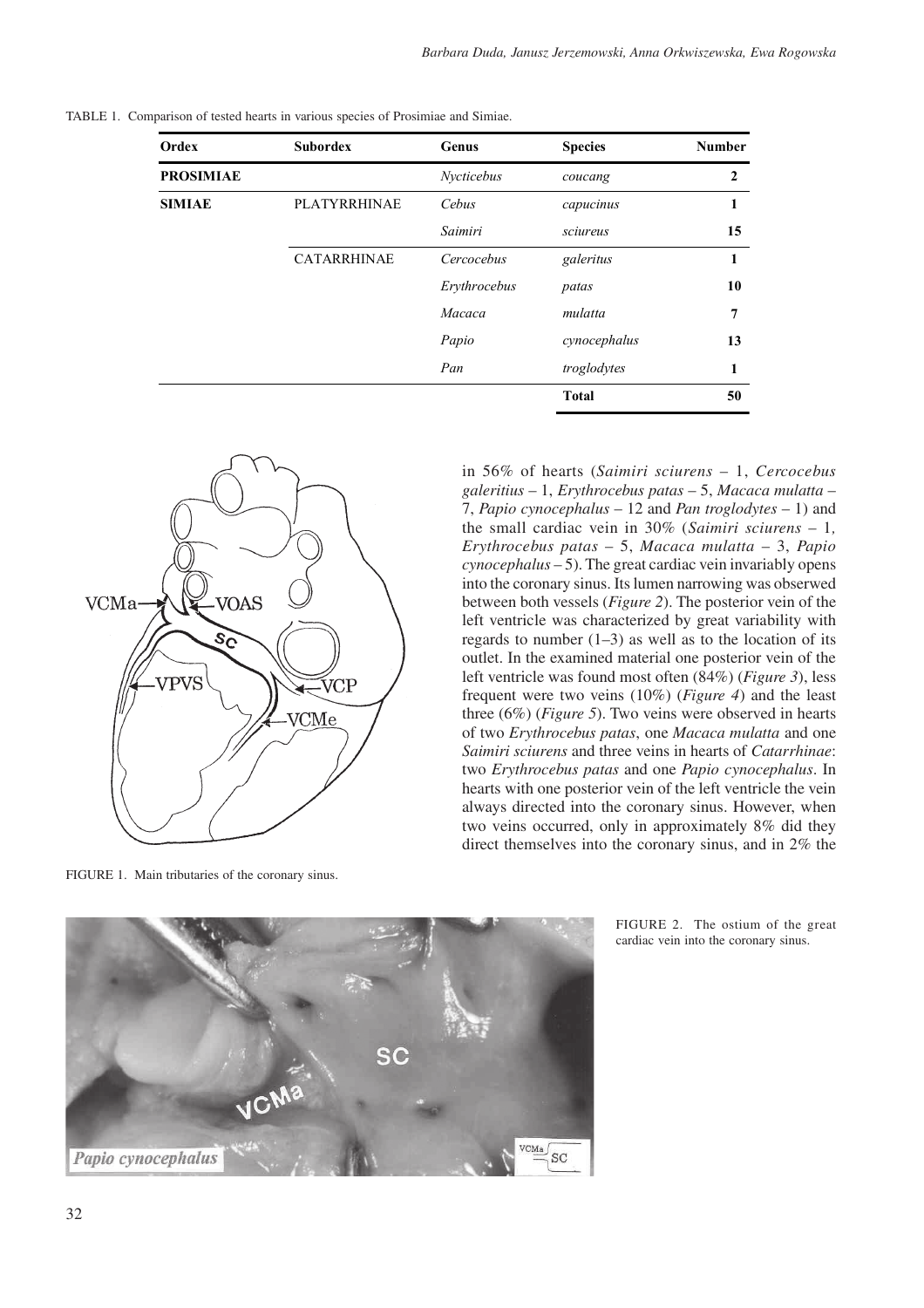TABLE 1. Comparison of tested hearts in various species of Prosimiae and Simiae.

| Ordex | Subordex | Genus | Species | Number |
|---|---|---|---|---|
| **PROSIMIAE** | | *Nycticebus* | *coucang* | **2** |
| **SIMIAE** | PLATYRRHINAE | *Cebus* | *capucinus* | **1** |
| | | *Saimiri* | *sciureus* | **15** |
| | CATARRHINAE | *Cercocebus* | *galeritus* | **1** |
| | | *Erythrocebus* | *patas* | **10** |
| | | *Macaca* | *mulatta* | **7** |
| | | *Papio* | *cynocephalus* | **13** |
| | | *Pan* | *troglodytes* | **1** |
| | | | **Total** | **50** |

FIGURE 1. Main tributaries of the coronary sinus.

in 56% of hearts (*Saimiri sciurens* – 1, *Cercocebus galeritius* – 1, *Erythrocebus patas* – 5, *Macaca mulatta* – 7, *Papio cynocephalus* – 12 and *Pan troglodytes* – 1) and the small cardiac vein in 30% (*Saimiri sciurens* – 1, *Erythrocebus patas* – 5, *Macaca mulatta* – 3, *Papio cynocephalus* – 5). The great cardiac vein invariably opens into the coronary sinus. Its lumen narrowing was observed between both vessels (*Figure 2*). The posterior vein of the left ventricle was characterized by great variability with regards to number (1–3) as well as to the location of its outlet. In the examined material one posterior vein of the left ventricle was found most often (84%) (*Figure 3*), less frequent were two veins (10%) (*Figure 4*) and the least three (6%) (*Figure 5*). Two veins were observed in hearts of two *Erythrocebus patas*, one *Macaca mulatta* and one *Saimiri sciurens* and three veins in hearts of *Catarrhinae*: two *Erythrocebus patas* and one *Papio cynocephalus*. In hearts with one posterior vein of the left ventricle the vein always directed into the coronary sinus. However, when two veins occurred, only in approximately 8% did they direct themselves into the coronary sinus, and in 2% the

FIGURE 2. The ostium of the great cardiac vein into the coronary sinus.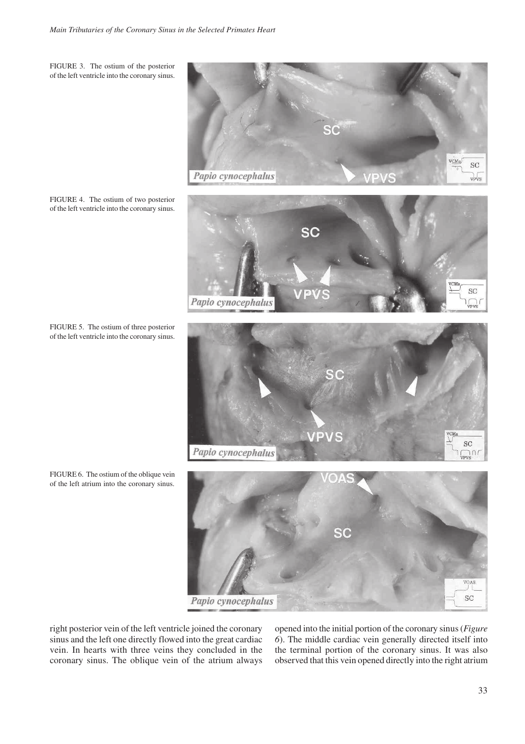FIGURE 3. The ostium of the posterior of the left ventricle into the coronary sinus.

FIGURE 4. The ostium of two posterior of the left ventricle into the coronary sinus.

FIGURE 5. The ostium of three posterior of the left ventricle into the coronary sinus.

FIGURE 6. The ostium of the oblique vein of the left atrium into the coronary sinus.

right posterior vein of the left ventricle joined the coronary sinus and the left one directly flowed into the great cardiac vein. In hearts with three veins they concluded in the coronary sinus. The oblique vein of the atrium always opened into the initial portion of the coronary sinus (*Figure 6*). The middle cardiac vein generally directed itself into the terminal portion of the coronary sinus. It was also observed that this vein opened directly into the right atrium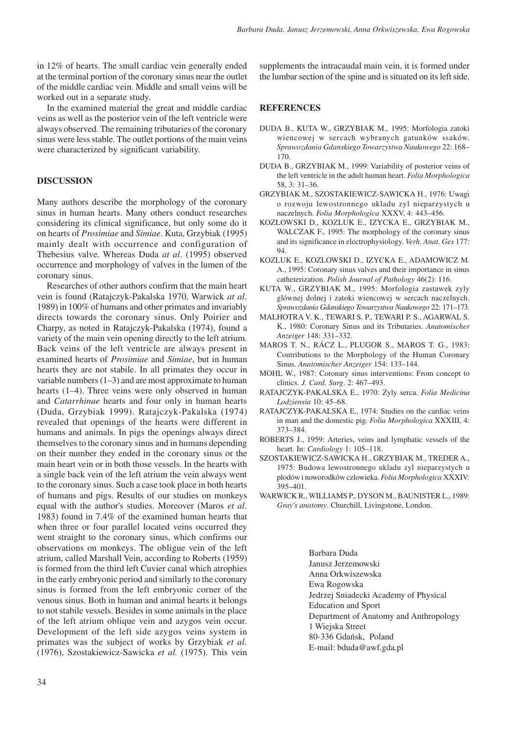in 12% of hearts. The small cardiac vein generally ended at the terminal portion of the coronary sinus near the outlet of the middle cardiac vein. Middle and small veins will be worked out in a separate study.

In the examined material the great and middle cardiac veins as well as the posterior vein of the left ventricle were always observed. The remaining tributaries of the coronary sinus were less stable. The outlet portions of the main veins were characterized by significant variability.

## DISCUSSION

Many authors describe the morphology of the coronary sinus in human hearts. Many others conduct researches considering its clinical significance, but only some do it on hearts of *Prosimiae* and *Simiae*. Kuta, Grzybiak (1995) mainly dealt with occurrence and configuration of Thebesius valve. Whereas Duda *at al*. (1995) observed occurrence and morphology of valves in the lumen of the coronary sinus.

Researches of other authors confirm that the main heart vein is found (Ratajczyk-Pakalska 1970, Warwick *at al*. 1989) in 100% of humans and other primates and invariably directs towards the coronary sinus. Only Poirier and Charpy, as noted in Ratajczyk-Pakalska (1974), found a variety of the main vein opening directly to the left atrium. Back veins of the left ventricle are always present in examined hearts of *Prosimiae* and *Simiae*, but in human hearts they are not stabile. In all primates they occur in variable numbers (1–3) and are most approximate to human hearts (1–4). Three veins were only observed in human and *Catarrhinae* hearts and four only in human hearts (Duda, Grzybiak 1999). Ratajczyk-Pakalska (1974) revealed that openings of the hearts were different in humans and animals. In pigs the openings always direct themselves to the coronary sinus and in humans depending on their number they ended in the coronary sinus or the main heart vein or in both those vessels. In the hearts with a single back vein of the left atrium the vein always went to the coronary sinus. Such a case took place in both hearts of humans and pigs. Results of our studies on monkeys equal with the author's studies. Moreover (Maros *et al*. 1983) found in 7.4% of the examined human hearts that when three or four parallel located veins occurred they went straight to the coronary sinus, which confirms our observations on monkeys. The obligue vein of the left atrium, called Marshall Vein, according to Roberts (1959) is formed from the third left Cuvier canal which atrophies in the early embryonic period and similarly to the coronary sinus is formed from the left embryonic corner of the venous sinus. Both in human and animal hearts it belongs to not stabile vessels. Besides in some animals in the place of the left atrium oblique vein and azygos vein occur. Development of the left side azygos veins system in primates was the subject of works by Grzybiak *et al.* (1976), Szostakiewicz-Sawicka *et al.* (1975). This vein supplements the intracaudal main vein, it is formed under the lumbar section of the spine and is situated on its left side.

## REFERENCES

DUDA B., KUTA W., GRZYBIAK M., 1995: Morfologia zatoki wiencowej w sercach wybranych gatunków ssaków. *Sprawozdania Gdanskiego Towarzystwa Naukowego* 22: 168–170.

DUDA B., GRZYBIAK M., 1999: Variability of posterior veins of the left ventricle in the adult human heart. *Folia Morphologica* 58, 3: 31–36.

GRZYBIAK M., SZOSTAKIEWICZ-SAWICKA H., 1976: Uwagi o rozwoju lewostronnego ukladu zyl nieparzystych u naczelnych. *Folia Morphologica* XXXV, 4: 443–456.

KOZLOWSKI D., KOZLUK E., IZYCKA E., GRZYBIAK M., WALCZAK F., 1995: The morphology of the coronary sinus and its significance in electrophysiology. *Verh. Anat. Ges* 177: 94.

KOZLUK E., KOZLOWSKI D., IZYCKA E., ADAMOWICZ M. A., 1995: Coronary sinus valves and their importance in sinus catheterization. *Polish Journal of Pathology* 46(2): 116.

KUTA W., GRZYBIAK M., 1995: Morfologia zastawek zyly glównej dolnej i zatoki wiencowej w sercach naczelnych. *Sprawozdania Gdanskiego Towarzystwa Naukowego* 22: 171–173.

MALHOTRA V. K., TEWARI S. P., TEWARI P. S., AGARWAL S. K., 1980: Coronary Sinus and its Tributaries. *Anatomischer Anzeiger* 148: 331–332.

MAROS T. N., RÁCZ L., PLUGOR S., MAROS T. G., 1983: Contributions to the Morphology of the Human Coronary Sinus. *Anatomischer Anzeiger* 154: 133–144.

MOHL W., 1987: Coronary sinus interventions: From concept to clinics. *J. Card. Surg*. 2: 467–493.

RATAJCZYK-PAKALSKA E., 1970: Zyly serca. *Folia Medicina Lodziensia* 10: 45–68.

RATAJCZYK-PAKALSKA E., 1974: Studies on the cardiac veins in man and the domestic pig. *Folia Morphologica* XXXIII, 4: 373–384.

ROBERTS J., 1959: Arteries, veins and lymphatic vessels of the heart. In: *Cardiology* 1: 105–118.

SZOSTAKIEWICZ-SAWICKA H., GRZYBIAK M., TREDER A., 1975: Budowa lewostronnego ukladu zyl nieparzystych u plodów i noworodków czlowieka. *Folia Morphologica* XXXIV: 395–401.

WARWICK R., WILLIAMS P., DYSON M., BAUNISTER L., 1989: *Gray's anatomy*. Churchill, Livingstone, London.

Barbara Duda
Janusz Jerzemowski
Anna Orkwiszewska
Ewa Rogowska
Jedrzej Sniadecki Academy of Physical Education and Sport
Department of Anatomy and Anthropology
1 Wiejska Street
80-336 Gdańsk, Poland
E-mail: bduda@awf.gda.pl